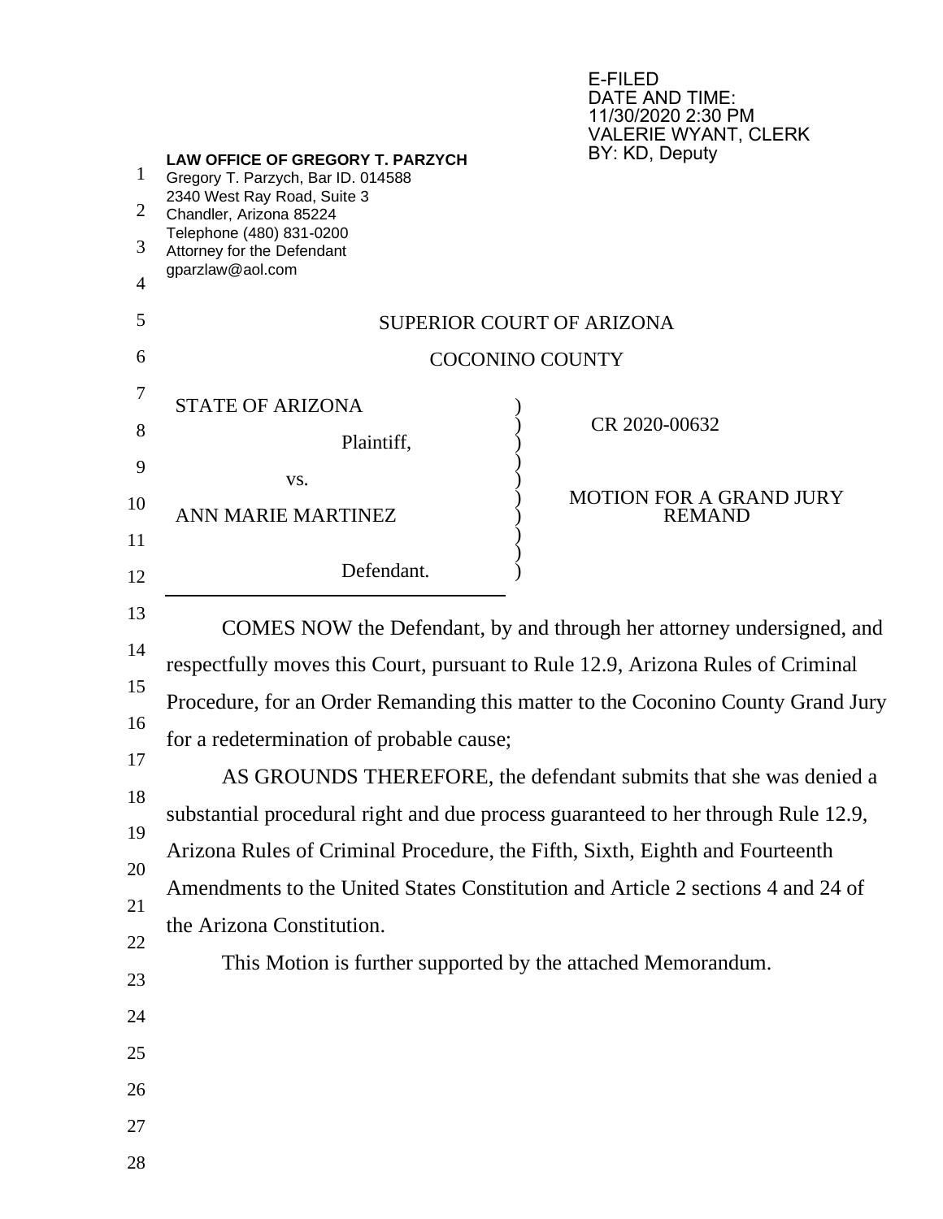E-FILED
DATE AND TIME:
11/30/2020 2:30 PM
VALERIE WYANT, CLERK
BY: KD, Deputy

**LAW OFFICE OF GREGORY T. PARZYCH**
Gregory T. Parzych, Bar ID. 014588
2340 West Ray Road, Suite 3
Chandler, Arizona 85224
Telephone (480) 831-0200
Attorney for the Defendant
gparzlaw@aol.com

SUPERIOR COURT OF ARIZONA

COCONINO COUNTY

| | |
|---|---|
| STATE OF ARIZONA<br><br>Plaintiff,<br><br>vs.<br><br>ANNE MARIE MARTINEZ<br><br>Defendant. | CR 2020-00632<br><br>MOTION FOR A GRAND JURY REMAND |

COMES NOW the Defendant, by and through her attorney undersigned, and respectfully moves this Court, pursuant to Rule 12.9, Arizona Rules of Criminal Procedure, for an Order Remanding this matter to the Coconino County Grand Jury for a redetermination of probable cause;

AS GROUNDS THEREFORE, the defendant submits that she was denied a substantial procedural right and due process guaranteed to her through Rule 12.9, Arizona Rules of Criminal Procedure, the Fifth, Sixth, Eighth and Fourteenth Amendments to the United States Constitution and Article 2 sections 4 and 24 of the Arizona Constitution.

This Motion is further supported by the attached Memorandum.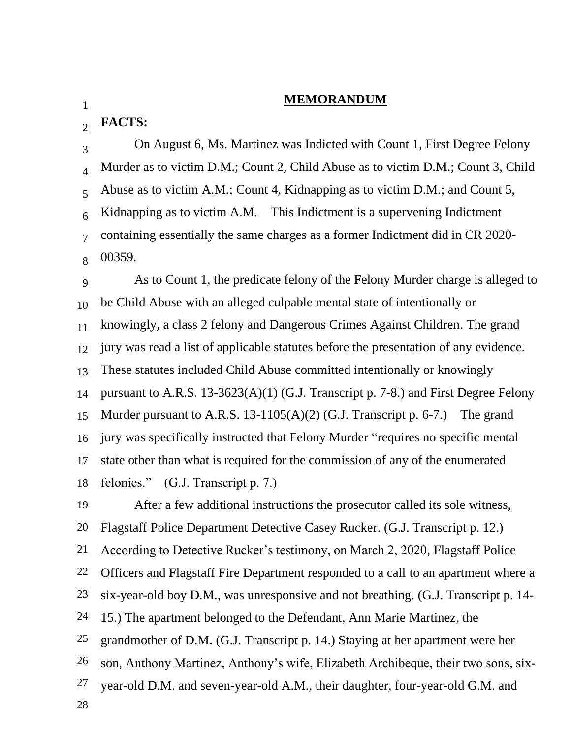## MEMORANDUM

**FACTS:**

On August 6, Ms. Martinez was Indicted with Count 1, First Degree Felony Murder as to victim D.M.; Count 2, Child Abuse as to victim D.M.; Count 3, Child Abuse as to victim A.M.; Count 4, Kidnapping as to victim D.M.; and Count 5, Kidnapping as to victim A.M. This Indictment is a supervening Indictment containing essentially the same charges as a former Indictment did in CR 2020-00359.

As to Count 1, the predicate felony of the Felony Murder charge is alleged to be Child Abuse with an alleged culpable mental state of intentionally or knowingly, a class 2 felony and Dangerous Crimes Against Children. The grand jury was read a list of applicable statutes before the presentation of any evidence. These statutes included Child Abuse committed intentionally or knowingly pursuant to A.R.S. 13-3623(A)(1) (G.J. Transcript p. 7-8.) and First Degree Felony Murder pursuant to A.R.S. 13-1105(A)(2) (G.J. Transcript p. 6-7.) The grand jury was specifically instructed that Felony Murder "requires no specific mental state other than what is required for the commission of any of the enumerated felonies." (G.J. Transcript p. 7.)

After a few additional instructions the prosecutor called its sole witness, Flagstaff Police Department Detective Casey Rucker. (G.J. Transcript p. 12.) According to Detective Rucker's testimony, on March 2, 2020, Flagstaff Police Officers and Flagstaff Fire Department responded to a call to an apartment where a six-year-old boy D.M., was unresponsive and not breathing. (G.J. Transcript p. 14-15.) The apartment belonged to the Defendant, Ann Marie Martinez, the grandmother of D.M. (G.J. Transcript p. 14.) Staying at her apartment were her son, Anthony Martinez, Anthony's wife, Elizabeth Archibeque, their two sons, six-year-old D.M. and seven-year-old A.M., their daughter, four-year-old G.M. and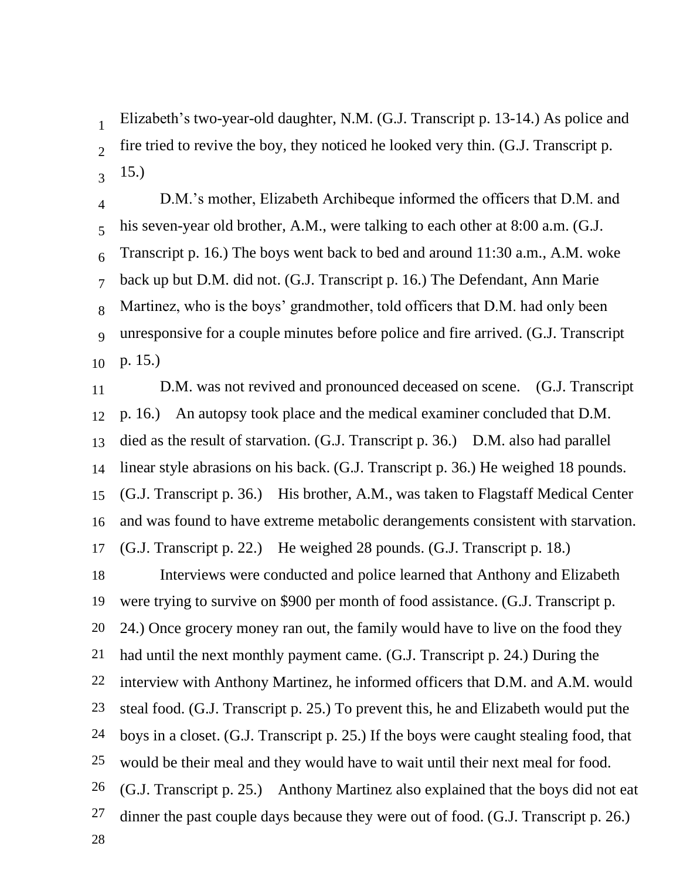Elizabeth's two-year-old daughter, N.M. (G.J. Transcript p. 13-14.) As police and fire tried to revive the boy, they noticed he looked very thin. (G.J. Transcript p. 15.)

D.M.'s mother, Elizabeth Archibeque informed the officers that D.M. and his seven-year old brother, A.M., were talking to each other at 8:00 a.m. (G.J. Transcript p. 16.) The boys went back to bed and around 11:30 a.m., A.M. woke back up but D.M. did not. (G.J. Transcript p. 16.) The Defendant, Ann Marie Martinez, who is the boys' grandmother, told officers that D.M. had only been unresponsive for a couple minutes before police and fire arrived. (G.J. Transcript p. 15.)

D.M. was not revived and pronounced deceased on scene. (G.J. Transcript p. 16.) An autopsy took place and the medical examiner concluded that D.M. died as the result of starvation. (G.J. Transcript p. 36.) D.M. also had parallel linear style abrasions on his back. (G.J. Transcript p. 36.) He weighed 18 pounds. (G.J. Transcript p. 36.) His brother, A.M., was taken to Flagstaff Medical Center and was found to have extreme metabolic derangements consistent with starvation. (G.J. Transcript p. 22.) He weighed 28 pounds. (G.J. Transcript p. 18.)

Interviews were conducted and police learned that Anthony and Elizabeth were trying to survive on $900 per month of food assistance. (G.J. Transcript p. 24.) Once grocery money ran out, the family would have to live on the food they had until the next monthly payment came. (G.J. Transcript p. 24.) During the interview with Anthony Martinez, he informed officers that D.M. and A.M. would steal food. (G.J. Transcript p. 25.) To prevent this, he and Elizabeth would put the boys in a closet. (G.J. Transcript p. 25.) If the boys were caught stealing food, that would be their meal and they would have to wait until their next meal for food. (G.J. Transcript p. 25.) Anthony Martinez also explained that the boys did not eat dinner the past couple days because they were out of food. (G.J. Transcript p. 26.)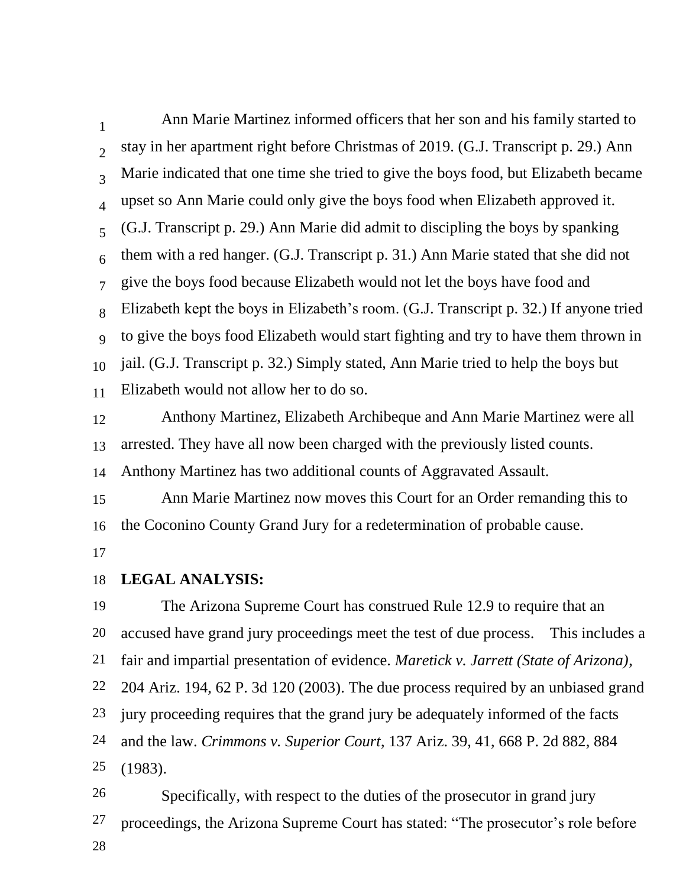Ann Marie Martinez informed officers that her son and his family started to stay in her apartment right before Christmas of 2019. (G.J. Transcript p. 29.) Ann Marie indicated that one time she tried to give the boys food, but Elizabeth became upset so Ann Marie could only give the boys food when Elizabeth approved it. (G.J. Transcript p. 29.) Ann Marie did admit to discipling the boys by spanking them with a red hanger. (G.J. Transcript p. 31.) Ann Marie stated that she did not give the boys food because Elizabeth would not let the boys have food and Elizabeth kept the boys in Elizabeth's room. (G.J. Transcript p. 32.) If anyone tried to give the boys food Elizabeth would start fighting and try to have them thrown in jail. (G.J. Transcript p. 32.) Simply stated, Ann Marie tried to help the boys but Elizabeth would not allow her to do so.

Anthony Martinez, Elizabeth Archibeque and Ann Marie Martinez were all arrested. They have all now been charged with the previously listed counts. Anthony Martinez has two additional counts of Aggravated Assault.

Ann Marie Martinez now moves this Court for an Order remanding this to the Coconino County Grand Jury for a redetermination of probable cause.

**LEGAL ANALYSIS:**

The Arizona Supreme Court has construed Rule 12.9 to require that an accused have grand jury proceedings meet the test of due process. This includes a fair and impartial presentation of evidence. *Maretick v. Jarrett (State of Arizona)*, 204 Ariz. 194, 62 P. 3d 120 (2003). The due process required by an unbiased grand jury proceeding requires that the grand jury be adequately informed of the facts and the law. *Crimmons v. Superior Court*, 137 Ariz. 39, 41, 668 P. 2d 882, 884 (1983).

Specifically, with respect to the duties of the prosecutor in grand jury proceedings, the Arizona Supreme Court has stated: "The prosecutor's role before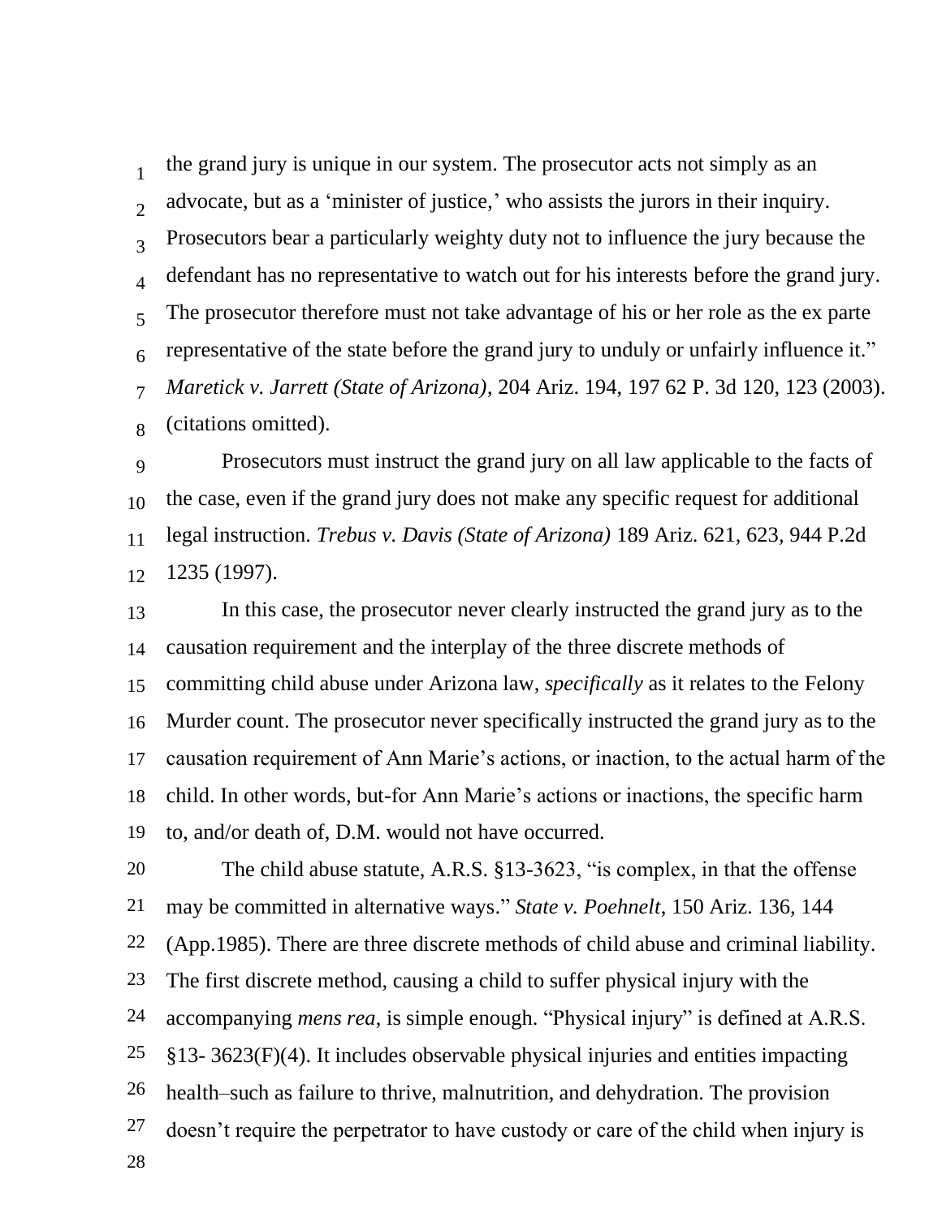the grand jury is unique in our system. The prosecutor acts not simply as an advocate, but as a 'minister of justice,' who assists the jurors in their inquiry. Prosecutors bear a particularly weighty duty not to influence the jury because the defendant has no representative to watch out for his interests before the grand jury. The prosecutor therefore must not take advantage of his or her role as the ex parte representative of the state before the grand jury to unduly or unfairly influence it." *Maretick v. Jarrett (State of Arizona)*, 204 Ariz. 194, 197 62 P. 3d 120, 123 (2003). (citations omitted).

Prosecutors must instruct the grand jury on all law applicable to the facts of the case, even if the grand jury does not make any specific request for additional legal instruction. *Trebus v. Davis (State of Arizona)* 189 Ariz. 621, 623, 944 P.2d 1235 (1997).

In this case, the prosecutor never clearly instructed the grand jury as to the causation requirement and the interplay of the three discrete methods of committing child abuse under Arizona law, *specifically* as it relates to the Felony Murder count. The prosecutor never specifically instructed the grand jury as to the causation requirement of Ann Marie's actions, or inaction, to the actual harm of the child. In other words, but-for Ann Marie's actions or inactions, the specific harm to, and/or death of, D.M. would not have occurred.

The child abuse statute, A.R.S. §13-3623, "is complex, in that the offense may be committed in alternative ways." *State v. Poehnelt*, 150 Ariz. 136, 144 (App.1985). There are three discrete methods of child abuse and criminal liability. The first discrete method, causing a child to suffer physical injury with the accompanying *mens rea*, is simple enough. "Physical injury" is defined at A.R.S. §13- 3623(F)(4). It includes observable physical injuries and entities impacting health–such as failure to thrive, malnutrition, and dehydration. The provision doesn't require the perpetrator to have custody or care of the child when injury is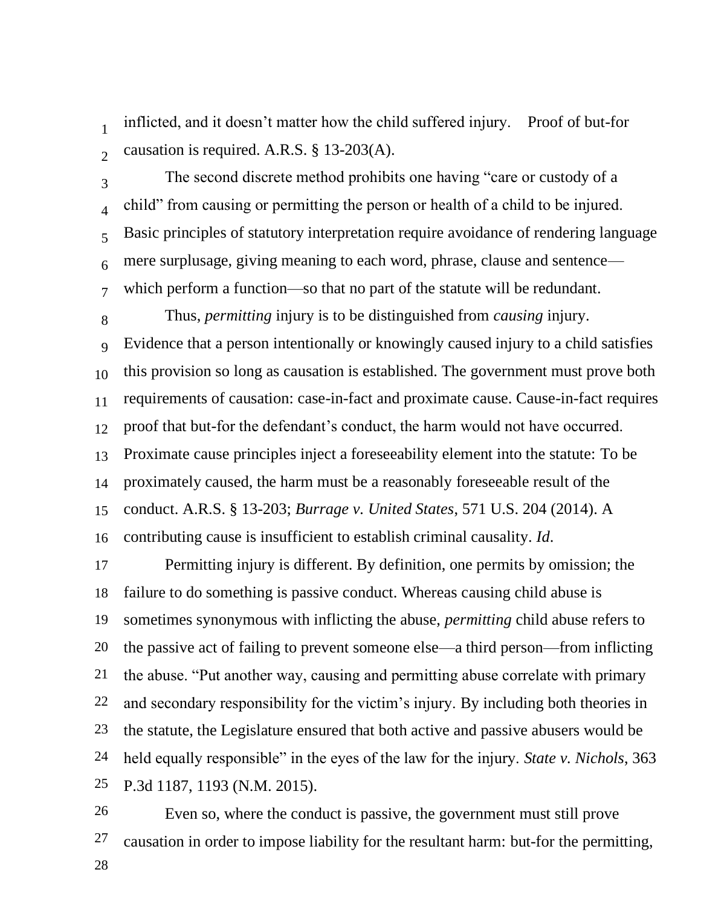inflicted, and it doesn't matter how the child suffered injury. Proof of but-for causation is required. A.R.S. § 13-203(A).

The second discrete method prohibits one having "care or custody of a child" from causing or permitting the person or health of a child to be injured. Basic principles of statutory interpretation require avoidance of rendering language mere surplusage, giving meaning to each word, phrase, clause and sentence—which perform a function—so that no part of the statute will be redundant.

Thus, *permitting* injury is to be distinguished from *causing* injury. Evidence that a person intentionally or knowingly caused injury to a child satisfies this provision so long as causation is established. The government must prove both requirements of causation: case-in-fact and proximate cause. Cause-in-fact requires proof that but-for the defendant's conduct, the harm would not have occurred. Proximate cause principles inject a foreseeability element into the statute: To be proximately caused, the harm must be a reasonably foreseeable result of the conduct. A.R.S. § 13-203; *Burrage v. United States*, 571 U.S. 204 (2014). A contributing cause is insufficient to establish criminal causality. *Id*.

Permitting injury is different. By definition, one permits by omission; the failure to do something is passive conduct. Whereas causing child abuse is sometimes synonymous with inflicting the abuse, *permitting* child abuse refers to the passive act of failing to prevent someone else—a third person—from inflicting the abuse. "Put another way, causing and permitting abuse correlate with primary and secondary responsibility for the victim's injury. By including both theories in the statute, the Legislature ensured that both active and passive abusers would be held equally responsible" in the eyes of the law for the injury. *State v. Nichols*, 363 P.3d 1187, 1193 (N.M. 2015).

Even so, where the conduct is passive, the government must still prove causation in order to impose liability for the resultant harm: but-for the permitting,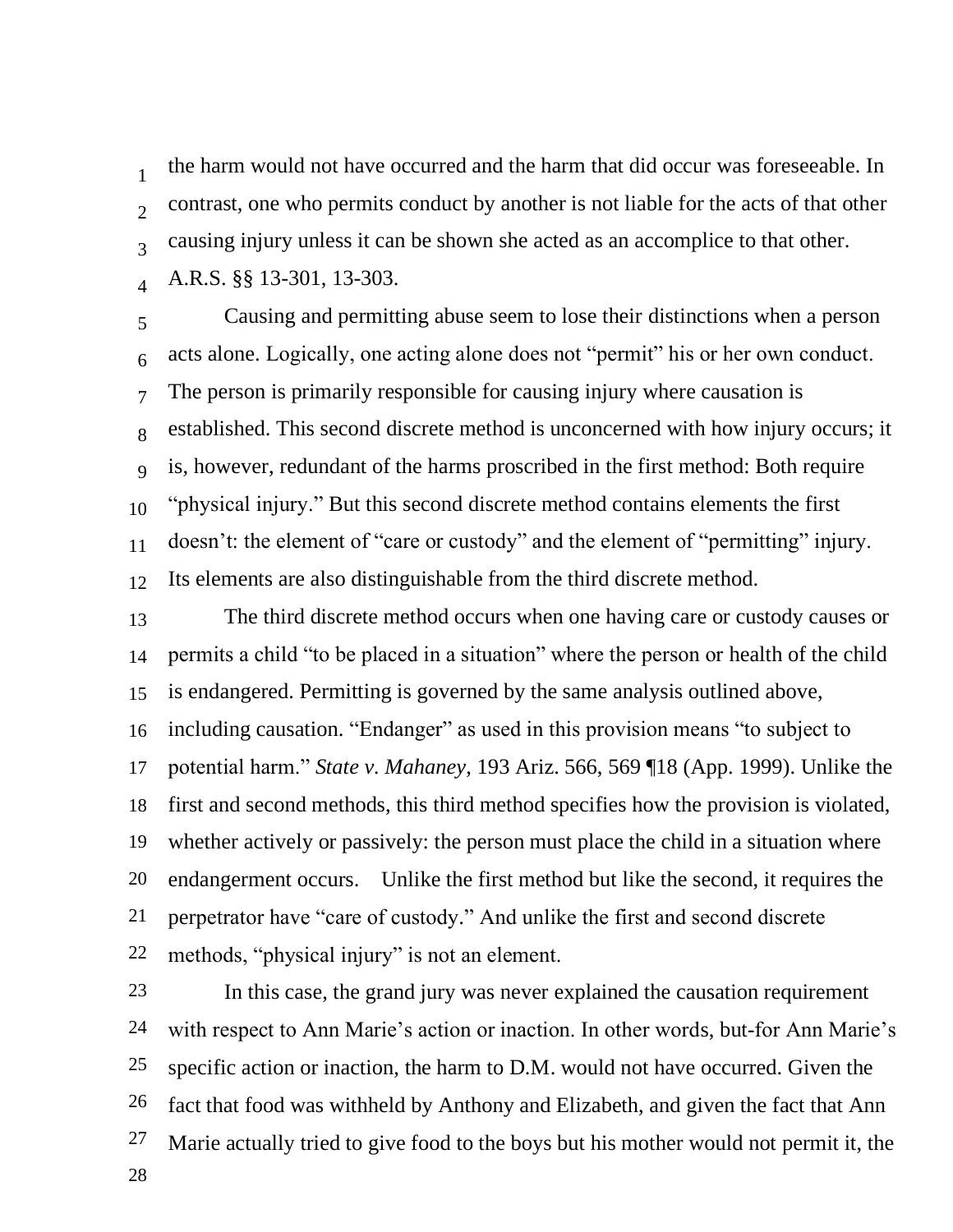the harm would not have occurred and the harm that did occur was foreseeable. In contrast, one who permits conduct by another is not liable for the acts of that other causing injury unless it can be shown she acted as an accomplice to that other. A.R.S. §§ 13-301, 13-303.

Causing and permitting abuse seem to lose their distinctions when a person acts alone. Logically, one acting alone does not "permit" his or her own conduct. The person is primarily responsible for causing injury where causation is established. This second discrete method is unconcerned with how injury occurs; it is, however, redundant of the harms proscribed in the first method: Both require "physical injury." But this second discrete method contains elements the first doesn't: the element of "care or custody" and the element of "permitting" injury. Its elements are also distinguishable from the third discrete method.

The third discrete method occurs when one having care or custody causes or permits a child "to be placed in a situation" where the person or health of the child is endangered. Permitting is governed by the same analysis outlined above, including causation. "Endanger" as used in this provision means "to subject to potential harm." *State v. Mahaney*, 193 Ariz. 566, 569 ¶18 (App. 1999). Unlike the first and second methods, this third method specifies how the provision is violated, whether actively or passively: the person must place the child in a situation where endangerment occurs. Unlike the first method but like the second, it requires the perpetrator have "care of custody." And unlike the first and second discrete methods, "physical injury" is not an element.

In this case, the grand jury was never explained the causation requirement with respect to Ann Marie's action or inaction. In other words, but-for Ann Marie's specific action or inaction, the harm to D.M. would not have occurred. Given the fact that food was withheld by Anthony and Elizabeth, and given the fact that Ann Marie actually tried to give food to the boys but his mother would not permit it, the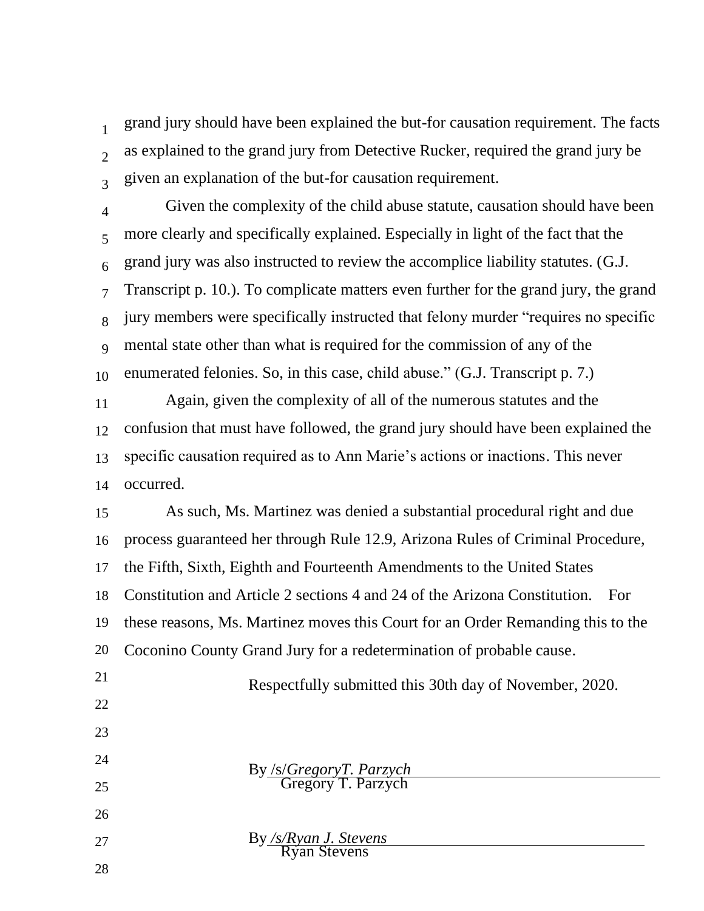grand jury should have been explained the but-for causation requirement. The facts as explained to the grand jury from Detective Rucker, required the grand jury be given an explanation of the but-for causation requirement.

Given the complexity of the child abuse statute, causation should have been more clearly and specifically explained. Especially in light of the fact that the grand jury was also instructed to review the accomplice liability statutes. (G.J. Transcript p. 10.). To complicate matters even further for the grand jury, the grand jury members were specifically instructed that felony murder "requires no specific mental state other than what is required for the commission of any of the enumerated felonies. So, in this case, child abuse." (G.J. Transcript p. 7.)

Again, given the complexity of all of the numerous statutes and the confusion that must have followed, the grand jury should have been explained the specific causation required as to Ann Marie's actions or inactions. This never occurred.

As such, Ms. Martinez was denied a substantial procedural right and due process guaranteed her through Rule 12.9, Arizona Rules of Criminal Procedure, the Fifth, Sixth, Eighth and Fourteenth Amendments to the United States Constitution and Article 2 sections 4 and 24 of the Arizona Constitution. For these reasons, Ms. Martinez moves this Court for an Order Remanding this to the Coconino County Grand Jury for a redetermination of probable cause.

Respectfully submitted this 30th day of November, 2020.

By /s/*GregoryT. Parzych*
Gregory T. Parzych

By */s/Ryan J. Stevens*
Ryan Stevens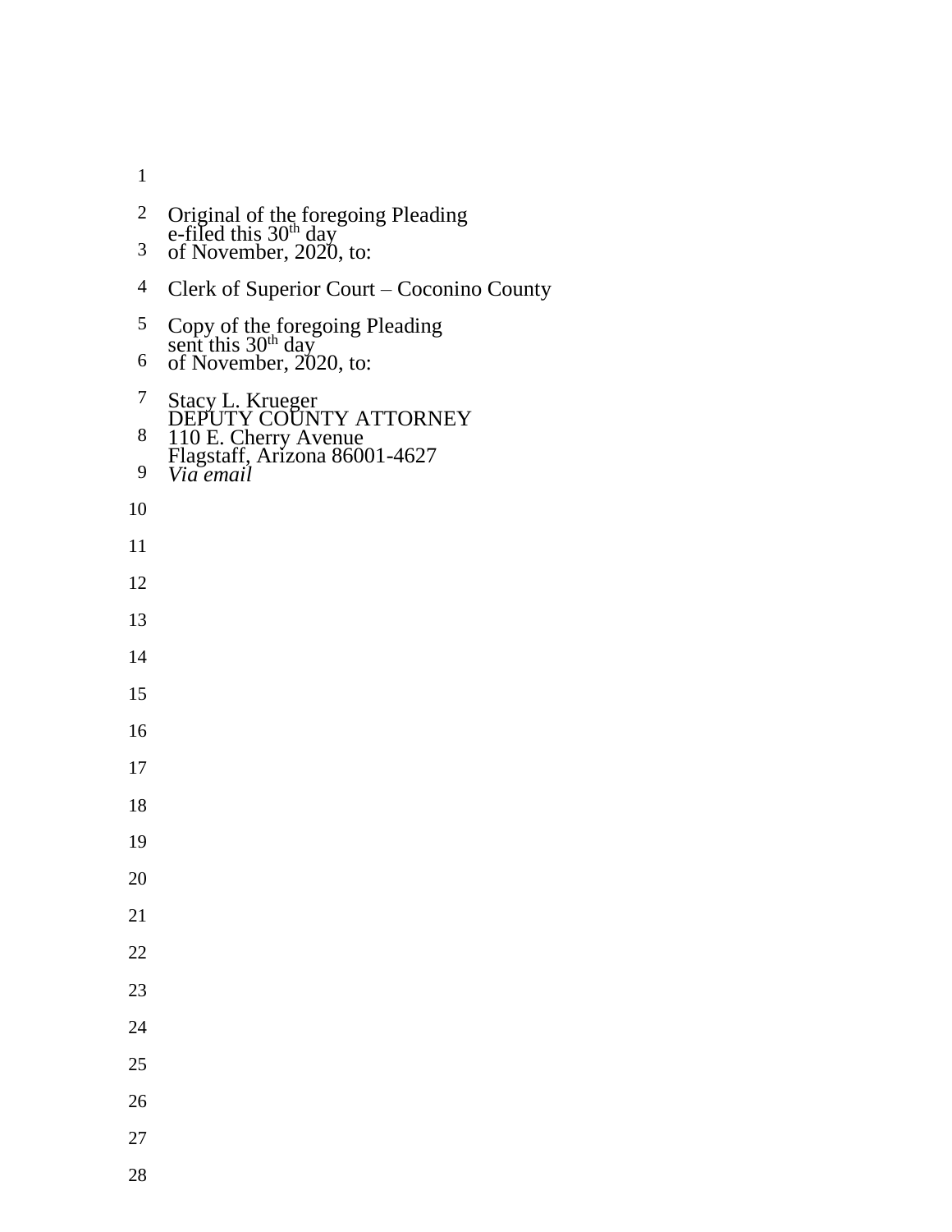Original of the foregoing Pleading
e-filed this 30th day
of November, 2020, to:

Clerk of Superior Court – Coconino County

Copy of the foregoing Pleading
sent this 30th day
of November, 2020, to:

Stacy L. Krueger
DEPUTY COUNTY ATTORNEY
110 E. Cherry Avenue
Flagstaff, Arizona 86001-4627
*Via email*